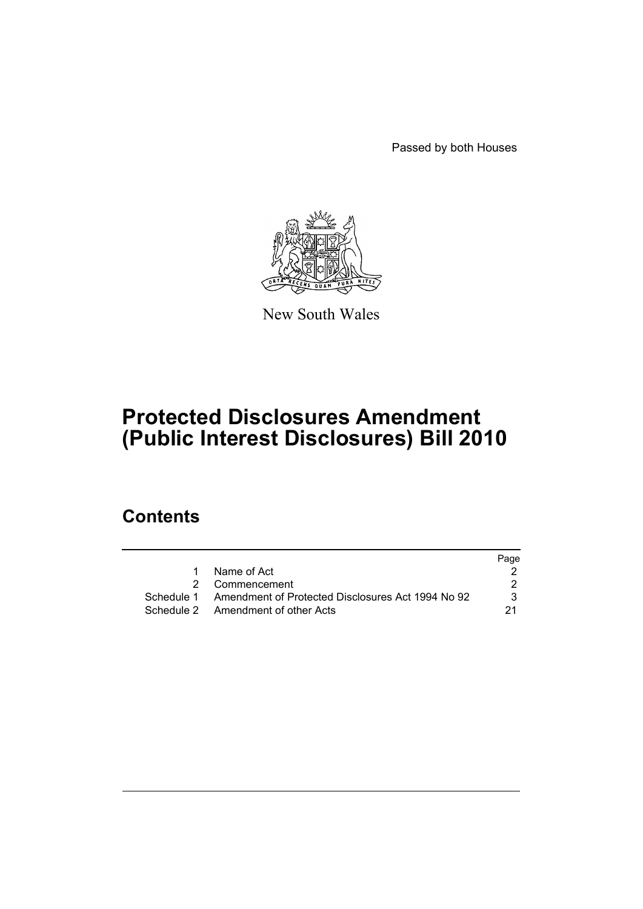Passed by both Houses

New South Wales

# Protected Disclosures Amendment (Public Interest Disclosures) Bill 2010

## Contents

| | | Page |
|---|---|---|
| 1 | Name of Act | 2 |
| 2 | Commencement | 2 |
| Schedule 1 | Amendment of Protected Disclosures Act 1994 No 92 | 3 |
| Schedule 2 | Amendment of other Acts | 21 |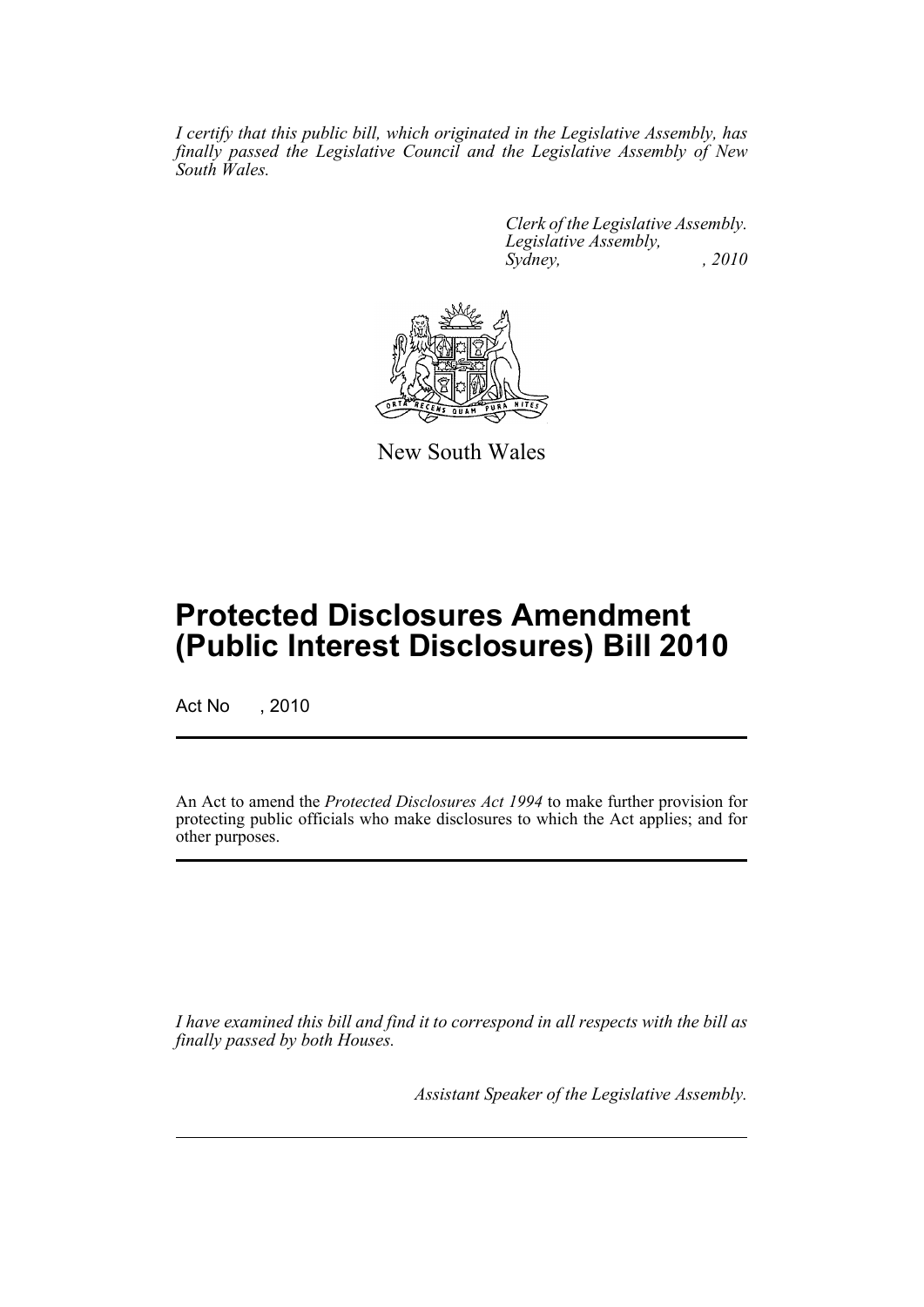*I certify that this public bill, which originated in the Legislative Assembly, has finally passed the Legislative Council and the Legislative Assembly of New South Wales.*

*Clerk of the Legislative Assembly.*
*Legislative Assembly,*
*Sydney, , 2010*

New South Wales

# Protected Disclosures Amendment (Public Interest Disclosures) Bill 2010

Act No , 2010

An Act to amend the *Protected Disclosures Act 1994* to make further provision for protecting public officials who make disclosures to which the Act applies; and for other purposes.

*I have examined this bill and find it to correspond in all respects with the bill as finally passed by both Houses.*

*Assistant Speaker of the Legislative Assembly.*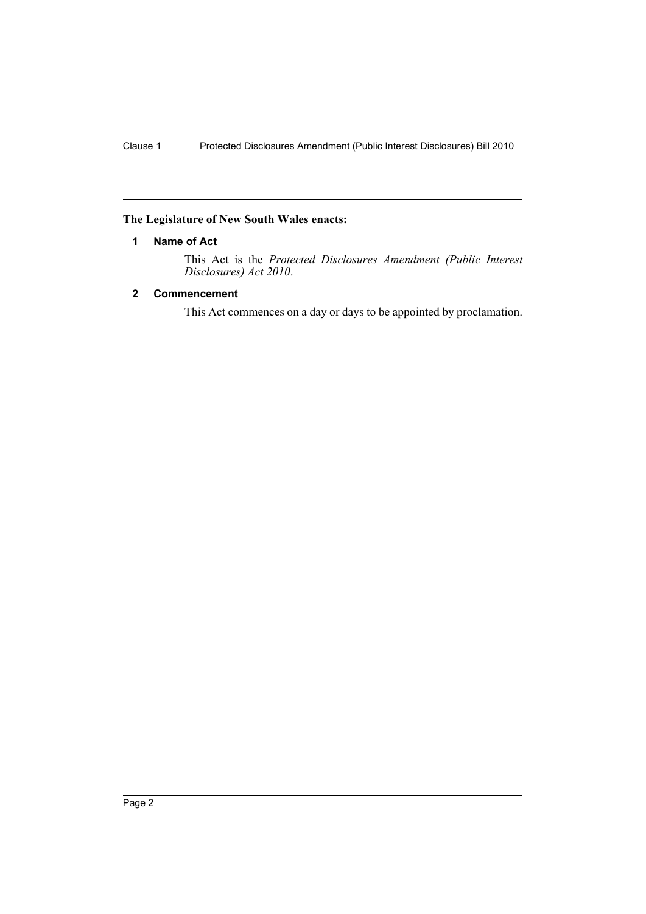**The Legislature of New South Wales enacts:**

### 1 Name of Act

This Act is the *Protected Disclosures Amendment (Public Interest Disclosures) Act 2010*.

### 2 Commencement

This Act commences on a day or days to be appointed by proclamation.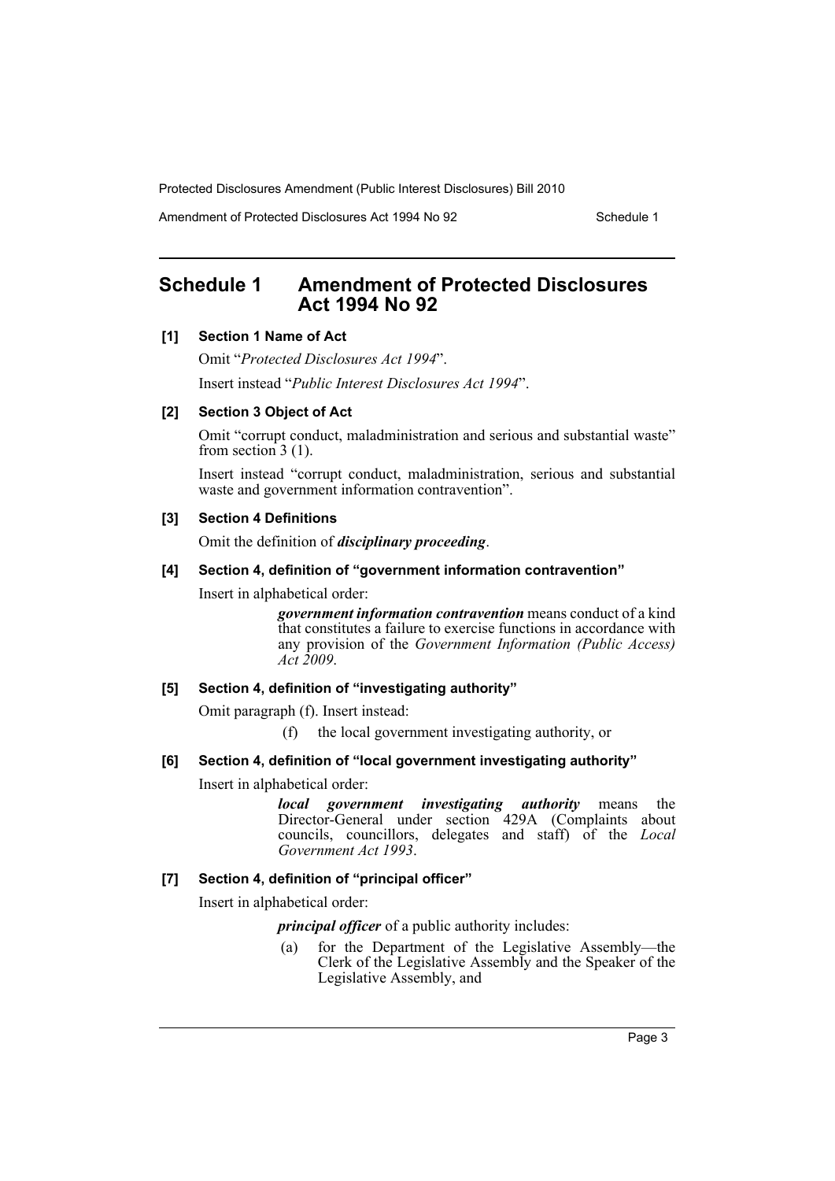## Schedule 1 Amendment of Protected Disclosures Act 1994 No 92

**[1] Section 1 Name of Act**

Omit "*Protected Disclosures Act 1994*".

Insert instead "*Public Interest Disclosures Act 1994*".

**[2] Section 3 Object of Act**

Omit "corrupt conduct, maladministration and serious and substantial waste" from section 3 (1).

Insert instead "corrupt conduct, maladministration, serious and substantial waste and government information contravention".

**[3] Section 4 Definitions**

Omit the definition of ***disciplinary proceeding***.

**[4] Section 4, definition of "government information contravention"**

Insert in alphabetical order:

> ***government information contravention*** means conduct of a kind that constitutes a failure to exercise functions in accordance with any provision of the *Government Information (Public Access) Act 2009*.

**[5] Section 4, definition of "investigating authority"**

Omit paragraph (f). Insert instead:

> (f) the local government investigating authority, or

**[6] Section 4, definition of "local government investigating authority"**

Insert in alphabetical order:

> ***local government investigating authority*** means the Director-General under section 429A (Complaints about councils, councillors, delegates and staff) of the *Local Government Act 1993*.

**[7] Section 4, definition of "principal officer"**

Insert in alphabetical order:

> ***principal officer*** of a public authority includes:
>
> (a) for the Department of the Legislative Assembly—the Clerk of the Legislative Assembly and the Speaker of the Legislative Assembly, and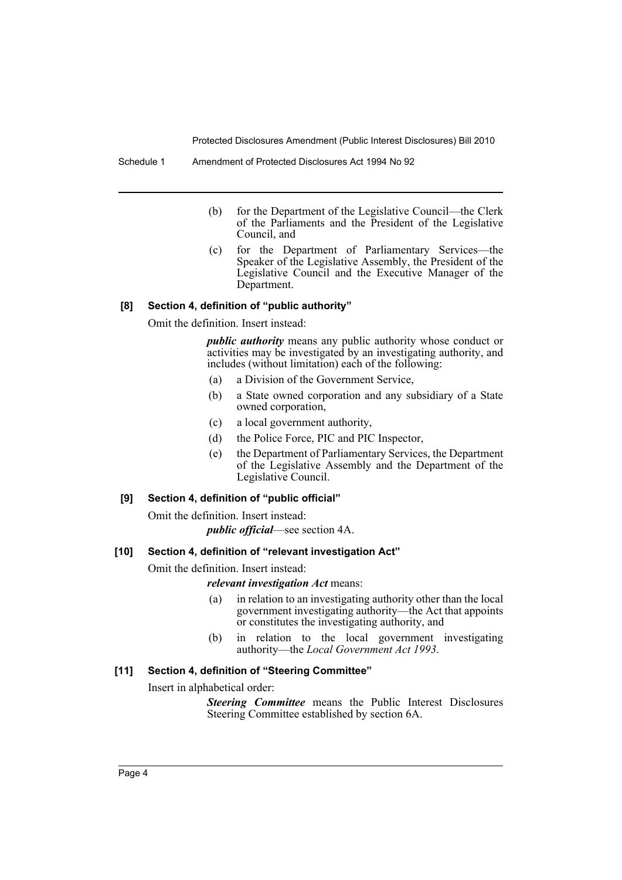(b) for the Department of the Legislative Council—the Clerk of the Parliaments and the President of the Legislative Council, and

(c) for the Department of Parliamentary Services—the Speaker of the Legislative Assembly, the President of the Legislative Council and the Executive Manager of the Department.

#### [8] Section 4, definition of "public authority"

Omit the definition. Insert instead:

> ***public authority*** means any public authority whose conduct or activities may be investigated by an investigating authority, and includes (without limitation) each of the following:
>
> (a) a Division of the Government Service,
>
> (b) a State owned corporation and any subsidiary of a State owned corporation,
>
> (c) a local government authority,
>
> (d) the Police Force, PIC and PIC Inspector,
>
> (e) the Department of Parliamentary Services, the Department of the Legislative Assembly and the Department of the Legislative Council.

#### [9] Section 4, definition of "public official"

Omit the definition. Insert instead:

> ***public official***—see section 4A.

#### [10] Section 4, definition of "relevant investigation Act"

Omit the definition. Insert instead:

> ***relevant investigation Act*** means:
>
> (a) in relation to an investigating authority other than the local government investigating authority—the Act that appoints or constitutes the investigating authority, and
>
> (b) in relation to the local government investigating authority—the *Local Government Act 1993*.

#### [11] Section 4, definition of "Steering Committee"

Insert in alphabetical order:

> ***Steering Committee*** means the Public Interest Disclosures Steering Committee established by section 6A.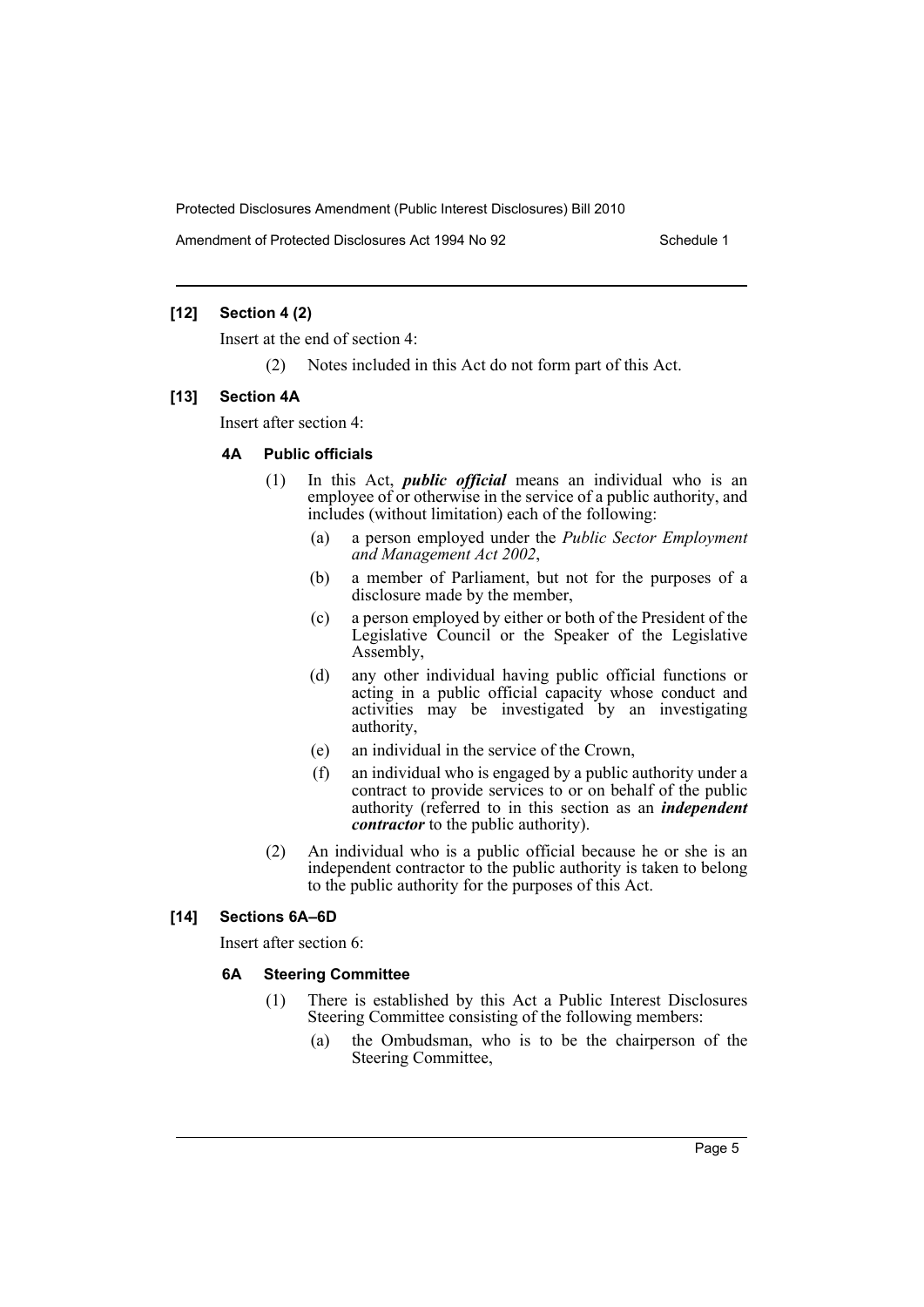### [12] Section 4 (2)

Insert at the end of section 4:

(2) Notes included in this Act do not form part of this Act.

### [13] Section 4A

Insert after section 4:

#### 4A Public officials

(1) In this Act, ***public official*** means an individual who is an employee of or otherwise in the service of a public authority, and includes (without limitation) each of the following:

(a) a person employed under the *Public Sector Employment and Management Act 2002*,

(b) a member of Parliament, but not for the purposes of a disclosure made by the member,

(c) a person employed by either or both of the President of the Legislative Council or the Speaker of the Legislative Assembly,

(d) any other individual having public official functions or acting in a public official capacity whose conduct and activities may be investigated by an investigating authority,

(e) an individual in the service of the Crown,

(f) an individual who is engaged by a public authority under a contract to provide services to or on behalf of the public authority (referred to in this section as an ***independent contractor*** to the public authority).

(2) An individual who is a public official because he or she is an independent contractor to the public authority is taken to belong to the public authority for the purposes of this Act.

### [14] Sections 6A–6D

Insert after section 6:

#### 6A Steering Committee

(1) There is established by this Act a Public Interest Disclosures Steering Committee consisting of the following members:

(a) the Ombudsman, who is to be the chairperson of the Steering Committee,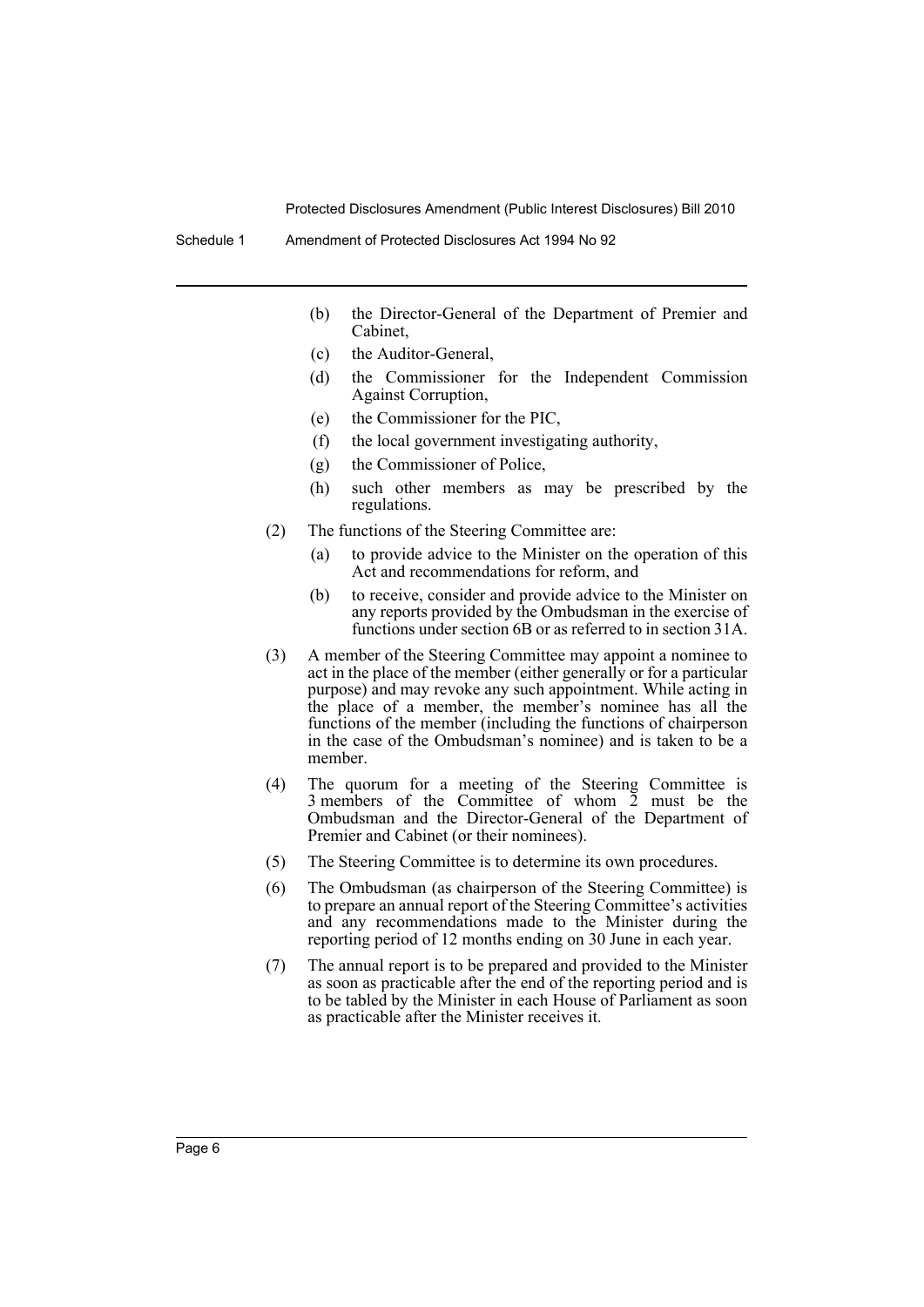(b) the Director-General of the Department of Premier and Cabinet,

(c) the Auditor-General,

(d) the Commissioner for the Independent Commission Against Corruption,

(e) the Commissioner for the PIC,

(f) the local government investigating authority,

(g) the Commissioner of Police,

(h) such other members as may be prescribed by the regulations.

(2) The functions of the Steering Committee are:

(a) to provide advice to the Minister on the operation of this Act and recommendations for reform, and

(b) to receive, consider and provide advice to the Minister on any reports provided by the Ombudsman in the exercise of functions under section 6B or as referred to in section 31A.

(3) A member of the Steering Committee may appoint a nominee to act in the place of the member (either generally or for a particular purpose) and may revoke any such appointment. While acting in the place of a member, the member's nominee has all the functions of the member (including the functions of chairperson in the case of the Ombudsman's nominee) and is taken to be a member.

(4) The quorum for a meeting of the Steering Committee is 3 members of the Committee of whom 2 must be the Ombudsman and the Director-General of the Department of Premier and Cabinet (or their nominees).

(5) The Steering Committee is to determine its own procedures.

(6) The Ombudsman (as chairperson of the Steering Committee) is to prepare an annual report of the Steering Committee's activities and any recommendations made to the Minister during the reporting period of 12 months ending on 30 June in each year.

(7) The annual report is to be prepared and provided to the Minister as soon as practicable after the end of the reporting period and is to be tabled by the Minister in each House of Parliament as soon as practicable after the Minister receives it.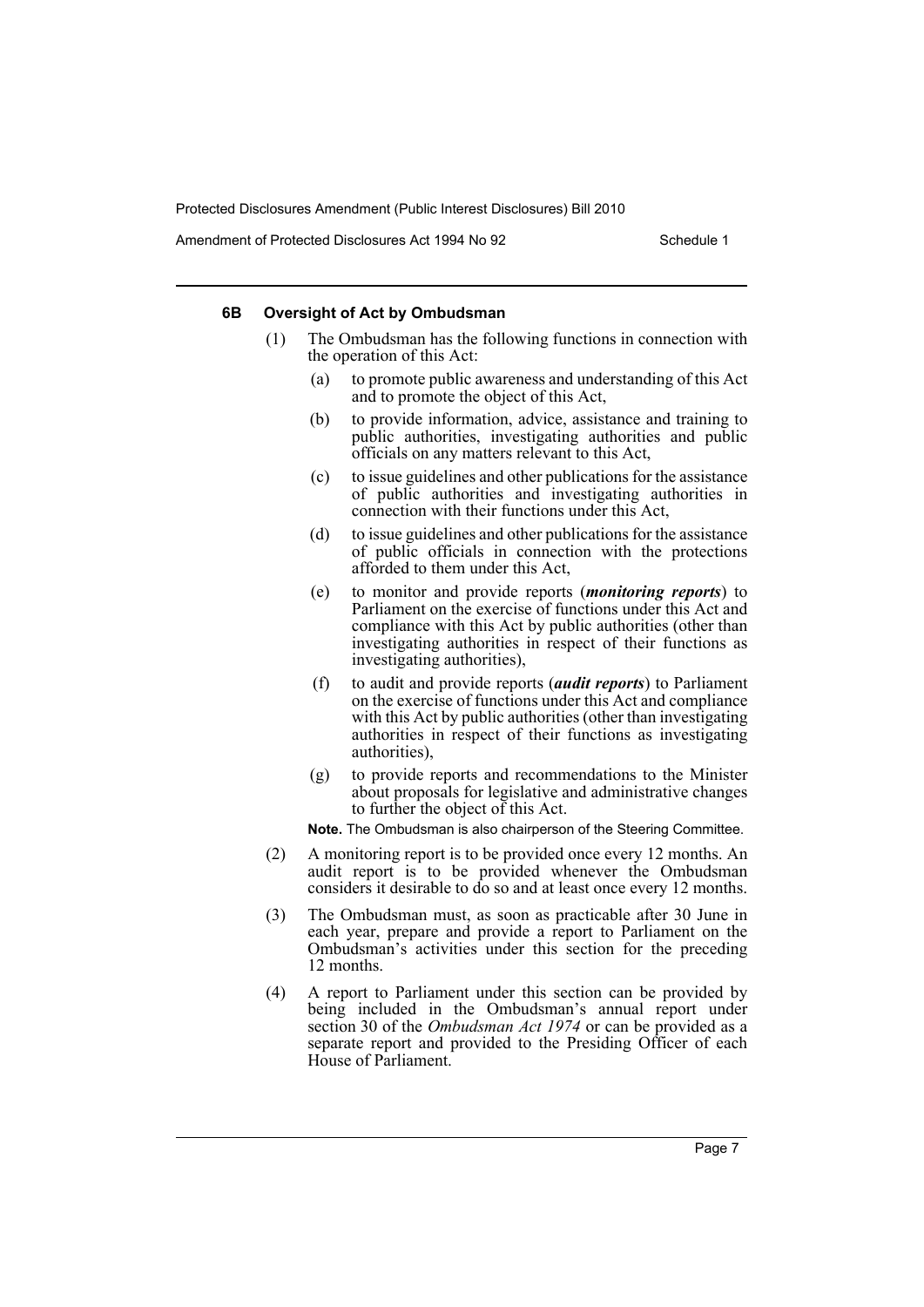#### 6B Oversight of Act by Ombudsman

(1) The Ombudsman has the following functions in connection with the operation of this Act:

(a) to promote public awareness and understanding of this Act and to promote the object of this Act,

(b) to provide information, advice, assistance and training to public authorities, investigating authorities and public officials on any matters relevant to this Act,

(c) to issue guidelines and other publications for the assistance of public authorities and investigating authorities in connection with their functions under this Act,

(d) to issue guidelines and other publications for the assistance of public officials in connection with the protections afforded to them under this Act,

(e) to monitor and provide reports (***monitoring reports***) to Parliament on the exercise of functions under this Act and compliance with this Act by public authorities (other than investigating authorities in respect of their functions as investigating authorities),

(f) to audit and provide reports (***audit reports***) to Parliament on the exercise of functions under this Act and compliance with this Act by public authorities (other than investigating authorities in respect of their functions as investigating authorities),

(g) to provide reports and recommendations to the Minister about proposals for legislative and administrative changes to further the object of this Act.

**Note.** The Ombudsman is also chairperson of the Steering Committee.

(2) A monitoring report is to be provided once every 12 months. An audit report is to be provided whenever the Ombudsman considers it desirable to do so and at least once every 12 months.

(3) The Ombudsman must, as soon as practicable after 30 June in each year, prepare and provide a report to Parliament on the Ombudsman's activities under this section for the preceding 12 months.

(4) A report to Parliament under this section can be provided by being included in the Ombudsman's annual report under section 30 of the *Ombudsman Act 1974* or can be provided as a separate report and provided to the Presiding Officer of each House of Parliament.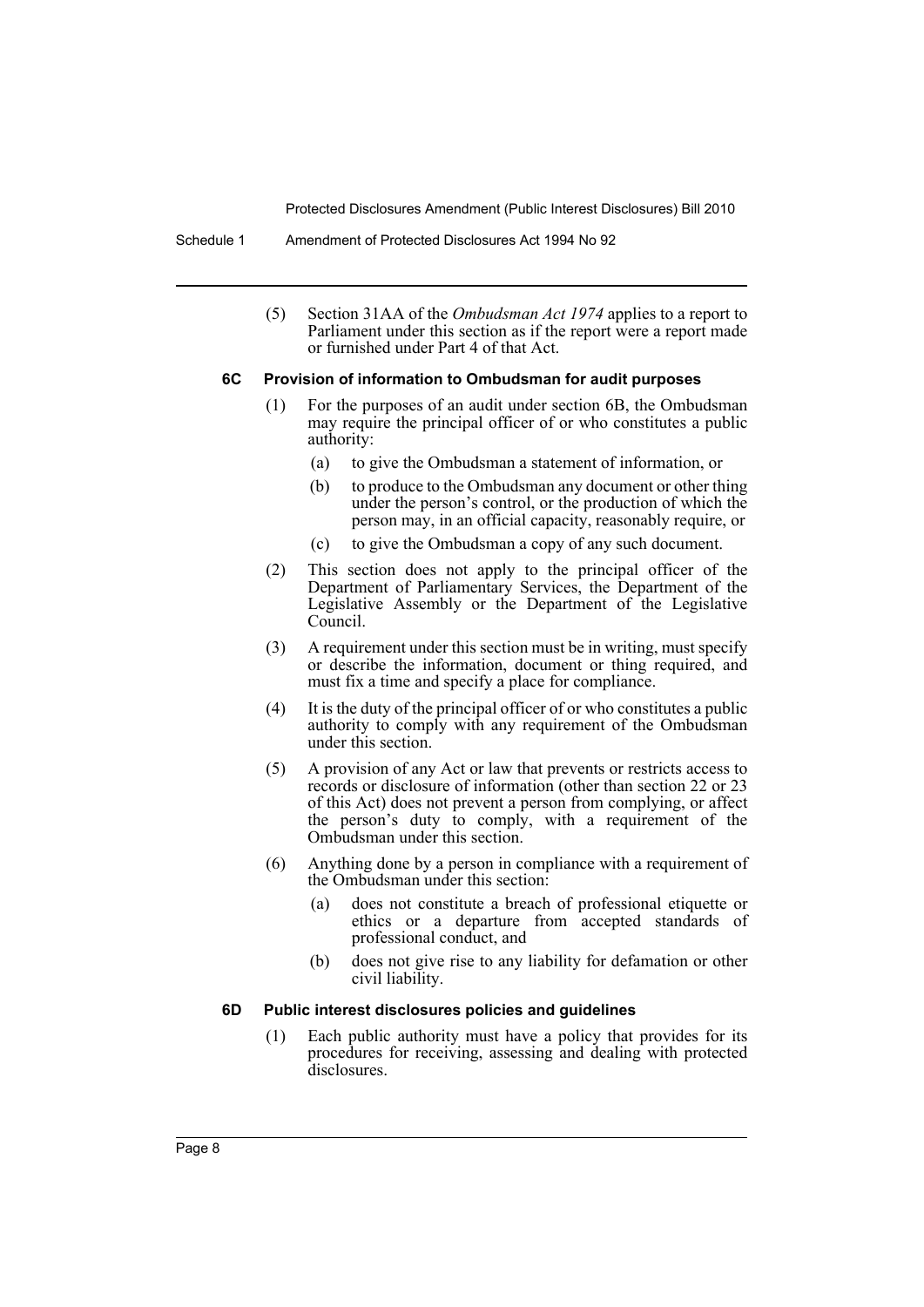(5) Section 31AA of the *Ombudsman Act 1974* applies to a report to Parliament under this section as if the report were a report made or furnished under Part 4 of that Act.

**6C Provision of information to Ombudsman for audit purposes**

(1) For the purposes of an audit under section 6B, the Ombudsman may require the principal officer of or who constitutes a public authority:

- (a) to give the Ombudsman a statement of information, or
- (b) to produce to the Ombudsman any document or other thing under the person's control, or the production of which the person may, in an official capacity, reasonably require, or
- (c) to give the Ombudsman a copy of any such document.

(2) This section does not apply to the principal officer of the Department of Parliamentary Services, the Department of the Legislative Assembly or the Department of the Legislative Council.

(3) A requirement under this section must be in writing, must specify or describe the information, document or thing required, and must fix a time and specify a place for compliance.

(4) It is the duty of the principal officer of or who constitutes a public authority to comply with any requirement of the Ombudsman under this section.

(5) A provision of any Act or law that prevents or restricts access to records or disclosure of information (other than section 22 or 23 of this Act) does not prevent a person from complying, or affect the person's duty to comply, with a requirement of the Ombudsman under this section.

(6) Anything done by a person in compliance with a requirement of the Ombudsman under this section:

- (a) does not constitute a breach of professional etiquette or ethics or a departure from accepted standards of professional conduct, and
- (b) does not give rise to any liability for defamation or other civil liability.

**6D Public interest disclosures policies and guidelines**

(1) Each public authority must have a policy that provides for its procedures for receiving, assessing and dealing with protected disclosures.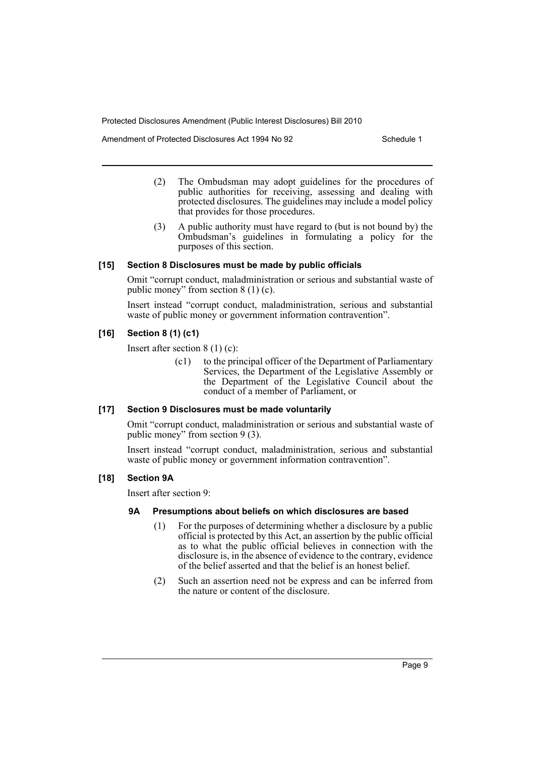(2) The Ombudsman may adopt guidelines for the procedures of public authorities for receiving, assessing and dealing with protected disclosures. The guidelines may include a model policy that provides for those procedures.

(3) A public authority must have regard to (but is not bound by) the Ombudsman's guidelines in formulating a policy for the purposes of this section.

**[15] Section 8 Disclosures must be made by public officials**

Omit "corrupt conduct, maladministration or serious and substantial waste of public money" from section 8 (1) (c).

Insert instead "corrupt conduct, maladministration, serious and substantial waste of public money or government information contravention".

**[16] Section 8 (1) (c1)**

Insert after section 8 (1) (c):

(c1) to the principal officer of the Department of Parliamentary Services, the Department of the Legislative Assembly or the Department of the Legislative Council about the conduct of a member of Parliament, or

**[17] Section 9 Disclosures must be made voluntarily**

Omit "corrupt conduct, maladministration or serious and substantial waste of public money" from section 9 (3).

Insert instead "corrupt conduct, maladministration, serious and substantial waste of public money or government information contravention".

**[18] Section 9A**

Insert after section 9:

**9A Presumptions about beliefs on which disclosures are based**

(1) For the purposes of determining whether a disclosure by a public official is protected by this Act, an assertion by the public official as to what the public official believes in connection with the disclosure is, in the absence of evidence to the contrary, evidence of the belief asserted and that the belief is an honest belief.

(2) Such an assertion need not be express and can be inferred from the nature or content of the disclosure.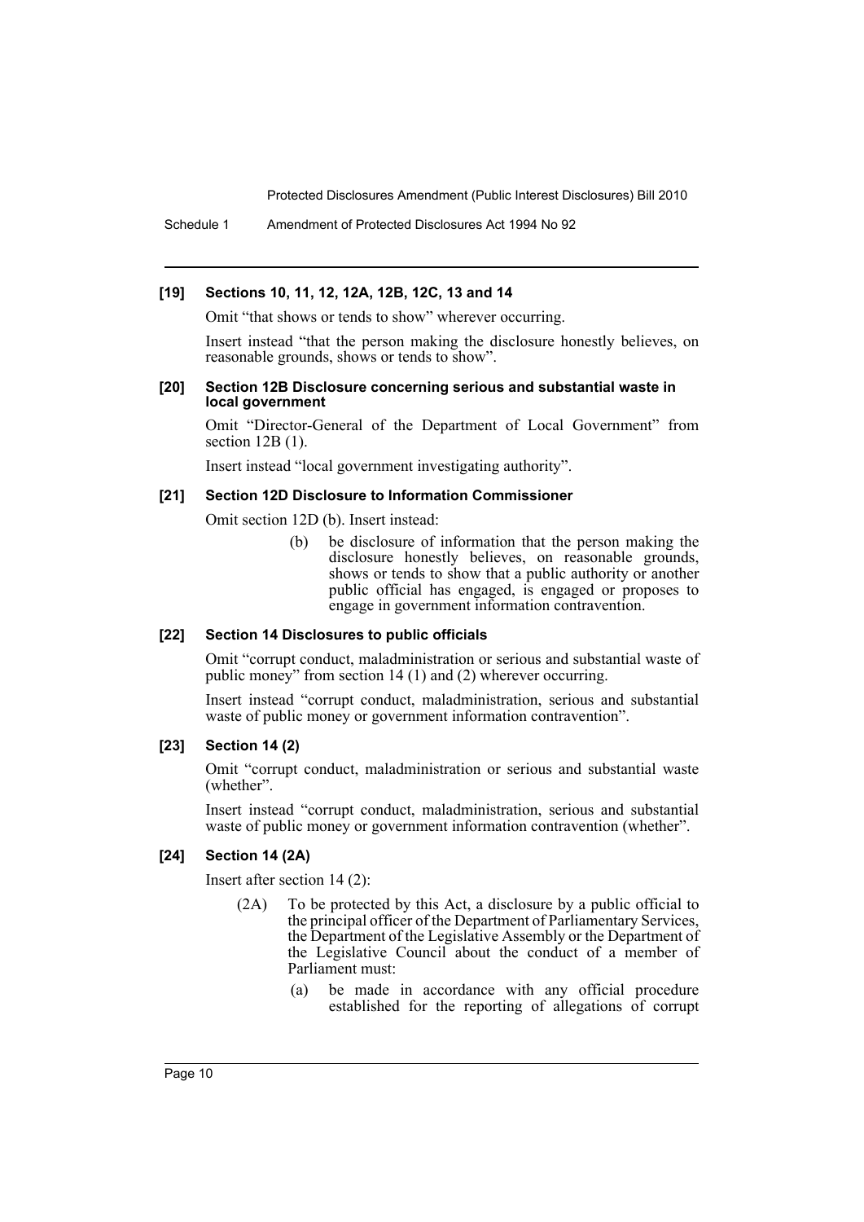#### [19] Sections 10, 11, 12, 12A, 12B, 12C, 13 and 14

Omit "that shows or tends to show" wherever occurring.

Insert instead "that the person making the disclosure honestly believes, on reasonable grounds, shows or tends to show".

#### [20] Section 12B Disclosure concerning serious and substantial waste in local government

Omit "Director-General of the Department of Local Government" from section 12B (1).

Insert instead "local government investigating authority".

#### [21] Section 12D Disclosure to Information Commissioner

Omit section 12D (b). Insert instead:

> (b) be disclosure of information that the person making the disclosure honestly believes, on reasonable grounds, shows or tends to show that a public authority or another public official has engaged, is engaged or proposes to engage in government information contravention.

#### [22] Section 14 Disclosures to public officials

Omit "corrupt conduct, maladministration or serious and substantial waste of public money" from section 14 (1) and (2) wherever occurring.

Insert instead "corrupt conduct, maladministration, serious and substantial waste of public money or government information contravention".

#### [23] Section 14 (2)

Omit "corrupt conduct, maladministration or serious and substantial waste (whether".

Insert instead "corrupt conduct, maladministration, serious and substantial waste of public money or government information contravention (whether".

#### [24] Section 14 (2A)

Insert after section 14 (2):

> (2A) To be protected by this Act, a disclosure by a public official to the principal officer of the Department of Parliamentary Services, the Department of the Legislative Assembly or the Department of the Legislative Council about the conduct of a member of Parliament must:
>
> (a) be made in accordance with any official procedure established for the reporting of allegations of corrupt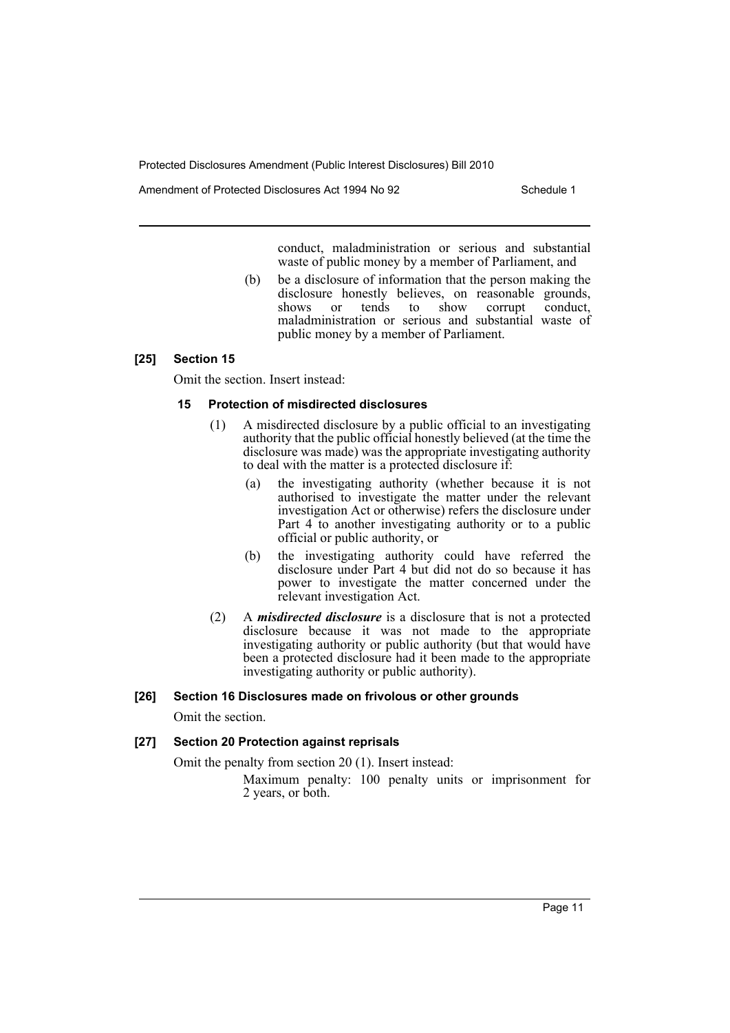conduct, maladministration or serious and substantial waste of public money by a member of Parliament, and

(b) be a disclosure of information that the person making the disclosure honestly believes, on reasonable grounds, shows or tends to show corrupt conduct, maladministration or serious and substantial waste of public money by a member of Parliament.

### [25] Section 15

Omit the section. Insert instead:

#### 15 Protection of misdirected disclosures

(1) A misdirected disclosure by a public official to an investigating authority that the public official honestly believed (at the time the disclosure was made) was the appropriate investigating authority to deal with the matter is a protected disclosure if:

(a) the investigating authority (whether because it is not authorised to investigate the matter under the relevant investigation Act or otherwise) refers the disclosure under Part 4 to another investigating authority or to a public official or public authority, or

(b) the investigating authority could have referred the disclosure under Part 4 but did not do so because it has power to investigate the matter concerned under the relevant investigation Act.

(2) A ***misdirected disclosure*** is a disclosure that is not a protected disclosure because it was not made to the appropriate investigating authority or public authority (but that would have been a protected disclosure had it been made to the appropriate investigating authority or public authority).

### [26] Section 16 Disclosures made on frivolous or other grounds

Omit the section.

### [27] Section 20 Protection against reprisals

Omit the penalty from section 20 (1). Insert instead:

Maximum penalty: 100 penalty units or imprisonment for 2 years, or both.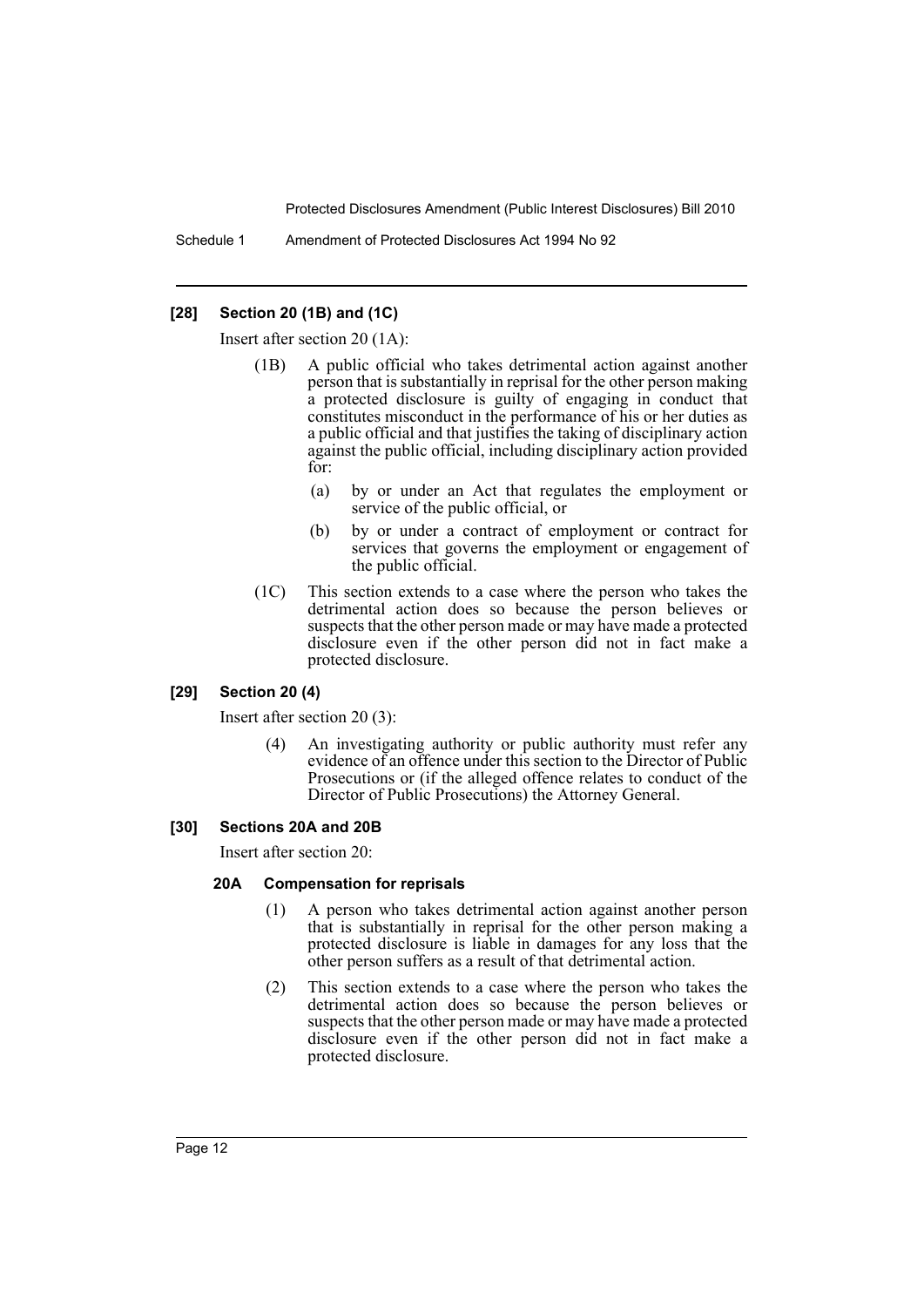### [28] Section 20 (1B) and (1C)

Insert after section 20 (1A):

(1B) A public official who takes detrimental action against another person that is substantially in reprisal for the other person making a protected disclosure is guilty of engaging in conduct that constitutes misconduct in the performance of his or her duties as a public official and that justifies the taking of disciplinary action against the public official, including disciplinary action provided for:

(a) by or under an Act that regulates the employment or service of the public official, or

(b) by or under a contract of employment or contract for services that governs the employment or engagement of the public official.

(1C) This section extends to a case where the person who takes the detrimental action does so because the person believes or suspects that the other person made or may have made a protected disclosure even if the other person did not in fact make a protected disclosure.

### [29] Section 20 (4)

Insert after section 20 (3):

(4) An investigating authority or public authority must refer any evidence of an offence under this section to the Director of Public Prosecutions or (if the alleged offence relates to conduct of the Director of Public Prosecutions) the Attorney General.

### [30] Sections 20A and 20B

Insert after section 20:

#### 20A Compensation for reprisals

(1) A person who takes detrimental action against another person that is substantially in reprisal for the other person making a protected disclosure is liable in damages for any loss that the other person suffers as a result of that detrimental action.

(2) This section extends to a case where the person who takes the detrimental action does so because the person believes or suspects that the other person made or may have made a protected disclosure even if the other person did not in fact make a protected disclosure.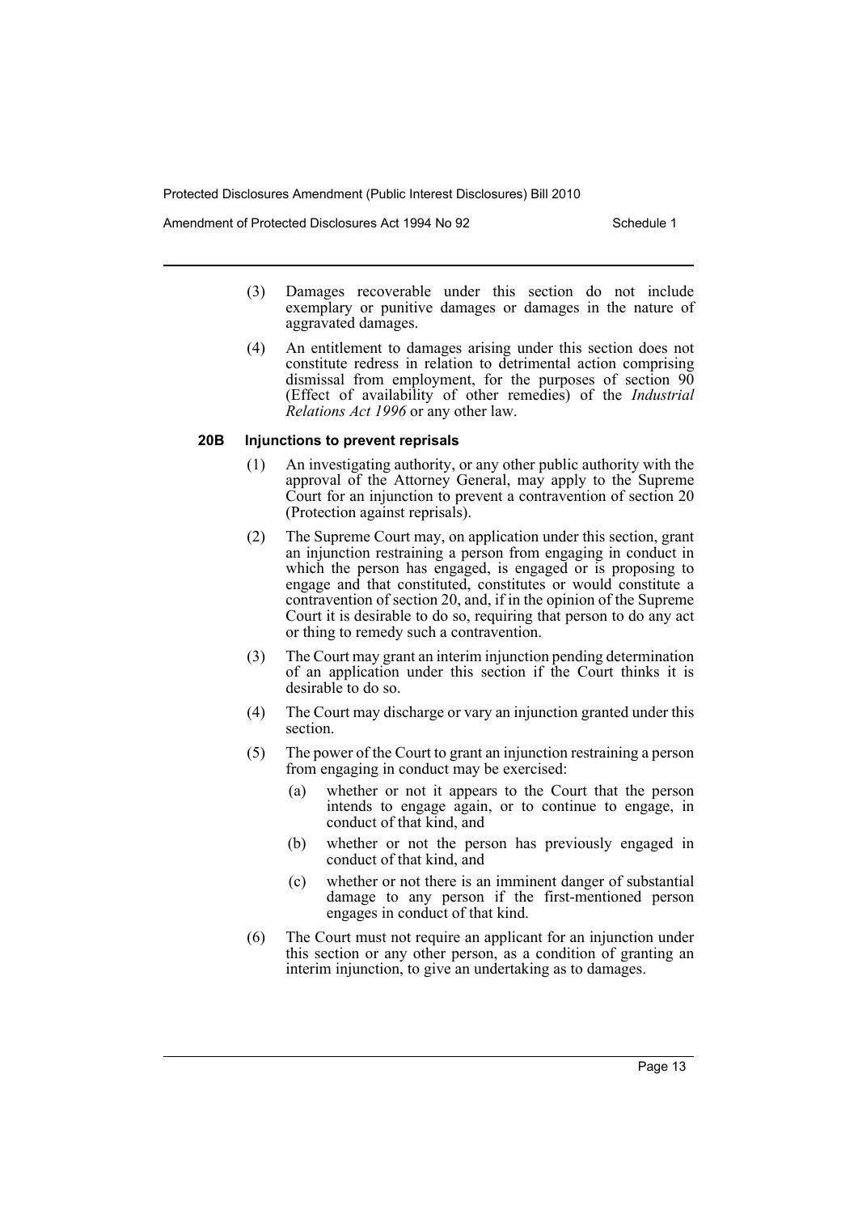(3) Damages recoverable under this section do not include exemplary or punitive damages or damages in the nature of aggravated damages.

(4) An entitlement to damages arising under this section does not constitute redress in relation to detrimental action comprising dismissal from employment, for the purposes of section 90 (Effect of availability of other remedies) of the *Industrial Relations Act 1996* or any other law.

**20B Injunctions to prevent reprisals**

(1) An investigating authority, or any other public authority with the approval of the Attorney General, may apply to the Supreme Court for an injunction to prevent a contravention of section 20 (Protection against reprisals).

(2) The Supreme Court may, on application under this section, grant an injunction restraining a person from engaging in conduct in which the person has engaged, is engaged or is proposing to engage and that constituted, constitutes or would constitute a contravention of section 20, and, if in the opinion of the Supreme Court it is desirable to do so, requiring that person to do any act or thing to remedy such a contravention.

(3) The Court may grant an interim injunction pending determination of an application under this section if the Court thinks it is desirable to do so.

(4) The Court may discharge or vary an injunction granted under this section.

(5) The power of the Court to grant an injunction restraining a person from engaging in conduct may be exercised:

(a) whether or not it appears to the Court that the person intends to engage again, or to continue to engage, in conduct of that kind, and

(b) whether or not the person has previously engaged in conduct of that kind, and

(c) whether or not there is an imminent danger of substantial damage to any person if the first-mentioned person engages in conduct of that kind.

(6) The Court must not require an applicant for an injunction under this section or any other person, as a condition of granting an interim injunction, to give an undertaking as to damages.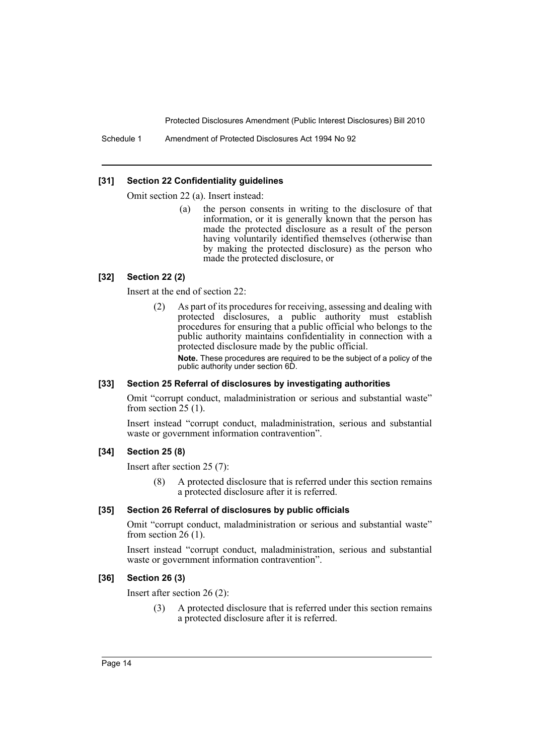**[31] Section 22 Confidentiality guidelines**

Omit section 22 (a). Insert instead:

> (a) the person consents in writing to the disclosure of that information, or it is generally known that the person has made the protected disclosure as a result of the person having voluntarily identified themselves (otherwise than by making the protected disclosure) as the person who made the protected disclosure, or

**[32] Section 22 (2)**

Insert at the end of section 22:

> (2) As part of its procedures for receiving, assessing and dealing with protected disclosures, a public authority must establish procedures for ensuring that a public official who belongs to the public authority maintains confidentiality in connection with a protected disclosure made by the public official.
>
> **Note.** These procedures are required to be the subject of a policy of the public authority under section 6D.

**[33] Section 25 Referral of disclosures by investigating authorities**

Omit "corrupt conduct, maladministration or serious and substantial waste" from section 25 (1).

Insert instead "corrupt conduct, maladministration, serious and substantial waste or government information contravention".

**[34] Section 25 (8)**

Insert after section 25 (7):

> (8) A protected disclosure that is referred under this section remains a protected disclosure after it is referred.

**[35] Section 26 Referral of disclosures by public officials**

Omit "corrupt conduct, maladministration or serious and substantial waste" from section 26 (1).

Insert instead "corrupt conduct, maladministration, serious and substantial waste or government information contravention".

**[36] Section 26 (3)**

Insert after section 26 (2):

> (3) A protected disclosure that is referred under this section remains a protected disclosure after it is referred.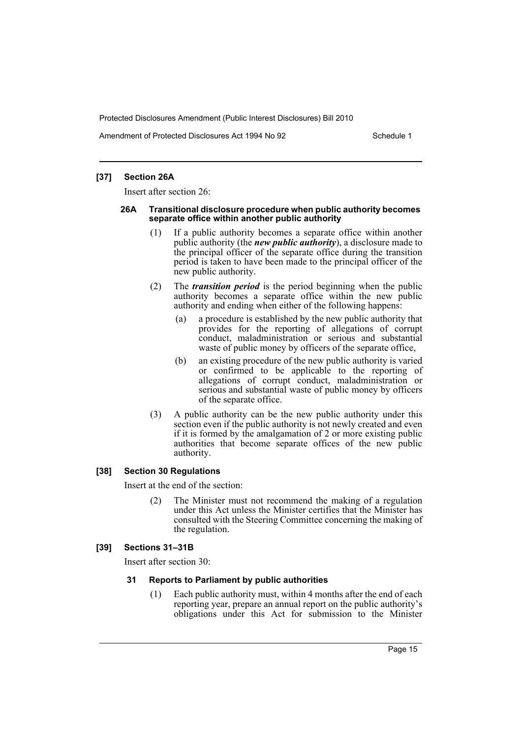### [37] Section 26A

Insert after section 26:

#### 26A Transitional disclosure procedure when public authority becomes separate office within another public authority

(1) If a public authority becomes a separate office within another public authority (the ***new public authority***), a disclosure made to the principal officer of the separate office during the transition period is taken to have been made to the principal officer of the new public authority.

(2) The ***transition period*** is the period beginning when the public authority becomes a separate office within the new public authority and ending when either of the following happens:

(a) a procedure is established by the new public authority that provides for the reporting of allegations of corrupt conduct, maladministration or serious and substantial waste of public money by officers of the separate office,

(b) an existing procedure of the new public authority is varied or confirmed to be applicable to the reporting of allegations of corrupt conduct, maladministration or serious and substantial waste of public money by officers of the separate office.

(3) A public authority can be the new public authority under this section even if the public authority is not newly created and even if it is formed by the amalgamation of 2 or more existing public authorities that become separate offices of the new public authority.

### [38] Section 30 Regulations

Insert at the end of the section:

(2) The Minister must not recommend the making of a regulation under this Act unless the Minister certifies that the Minister has consulted with the Steering Committee concerning the making of the regulation.

### [39] Sections 31–31B

Insert after section 30:

#### 31 Reports to Parliament by public authorities

(1) Each public authority must, within 4 months after the end of each reporting year, prepare an annual report on the public authority's obligations under this Act for submission to the Minister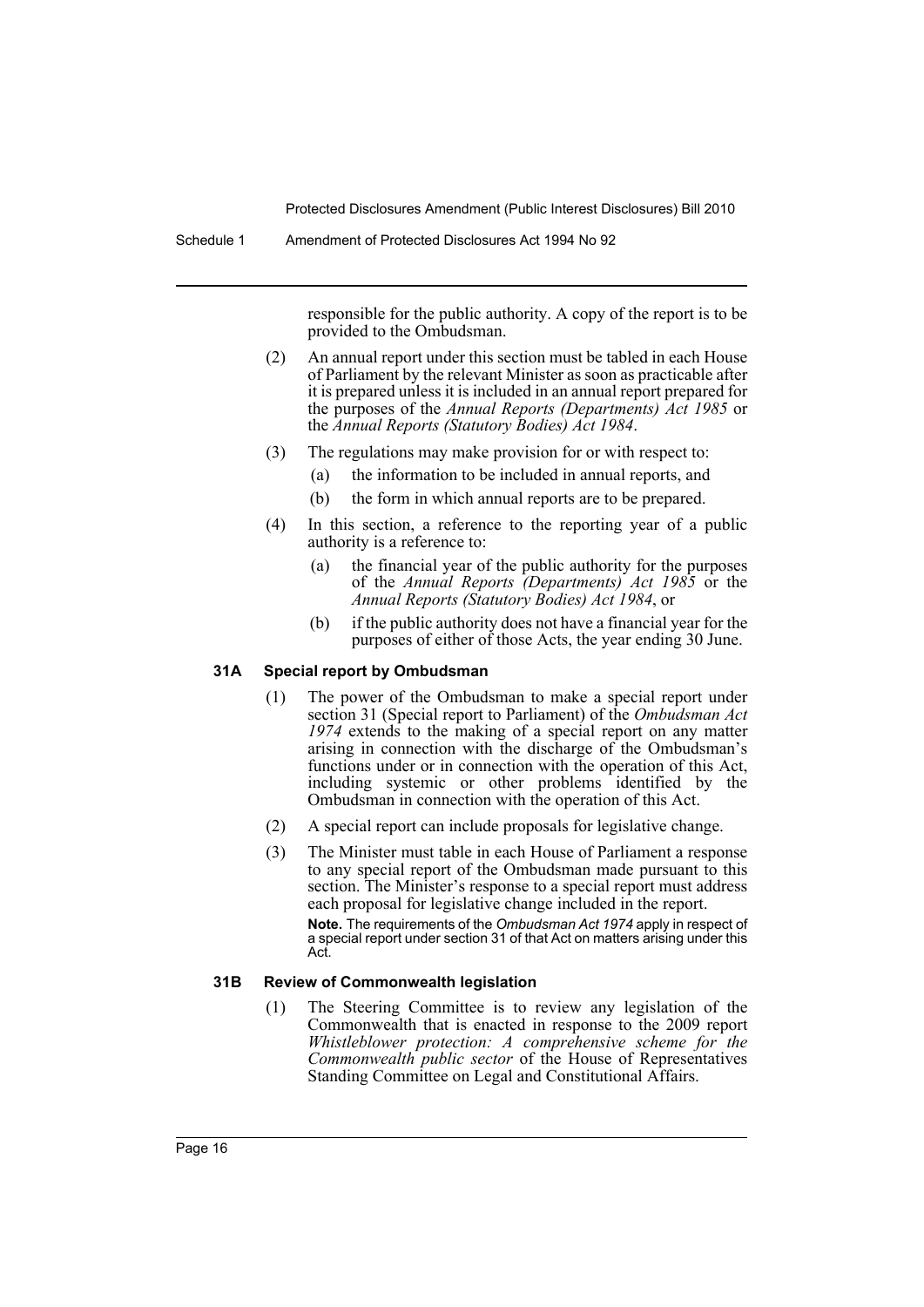responsible for the public authority. A copy of the report is to be provided to the Ombudsman.

(2) An annual report under this section must be tabled in each House of Parliament by the relevant Minister as soon as practicable after it is prepared unless it is included in an annual report prepared for the purposes of the *Annual Reports (Departments) Act 1985* or the *Annual Reports (Statutory Bodies) Act 1984*.

(3) The regulations may make provision for or with respect to:

(a) the information to be included in annual reports, and

(b) the form in which annual reports are to be prepared.

(4) In this section, a reference to the reporting year of a public authority is a reference to:

(a) the financial year of the public authority for the purposes of the *Annual Reports (Departments) Act 1985* or the *Annual Reports (Statutory Bodies) Act 1984*, or

(b) if the public authority does not have a financial year for the purposes of either of those Acts, the year ending 30 June.

### 31A Special report by Ombudsman

(1) The power of the Ombudsman to make a special report under section 31 (Special report to Parliament) of the *Ombudsman Act 1974* extends to the making of a special report on any matter arising in connection with the discharge of the Ombudsman's functions under or in connection with the operation of this Act, including systemic or other problems identified by the Ombudsman in connection with the operation of this Act.

(2) A special report can include proposals for legislative change.

(3) The Minister must table in each House of Parliament a response to any special report of the Ombudsman made pursuant to this section. The Minister's response to a special report must address each proposal for legislative change included in the report.

**Note.** The requirements of the *Ombudsman Act 1974* apply in respect of a special report under section 31 of that Act on matters arising under this Act.

### 31B Review of Commonwealth legislation

(1) The Steering Committee is to review any legislation of the Commonwealth that is enacted in response to the 2009 report *Whistleblower protection: A comprehensive scheme for the Commonwealth public sector* of the House of Representatives Standing Committee on Legal and Constitutional Affairs.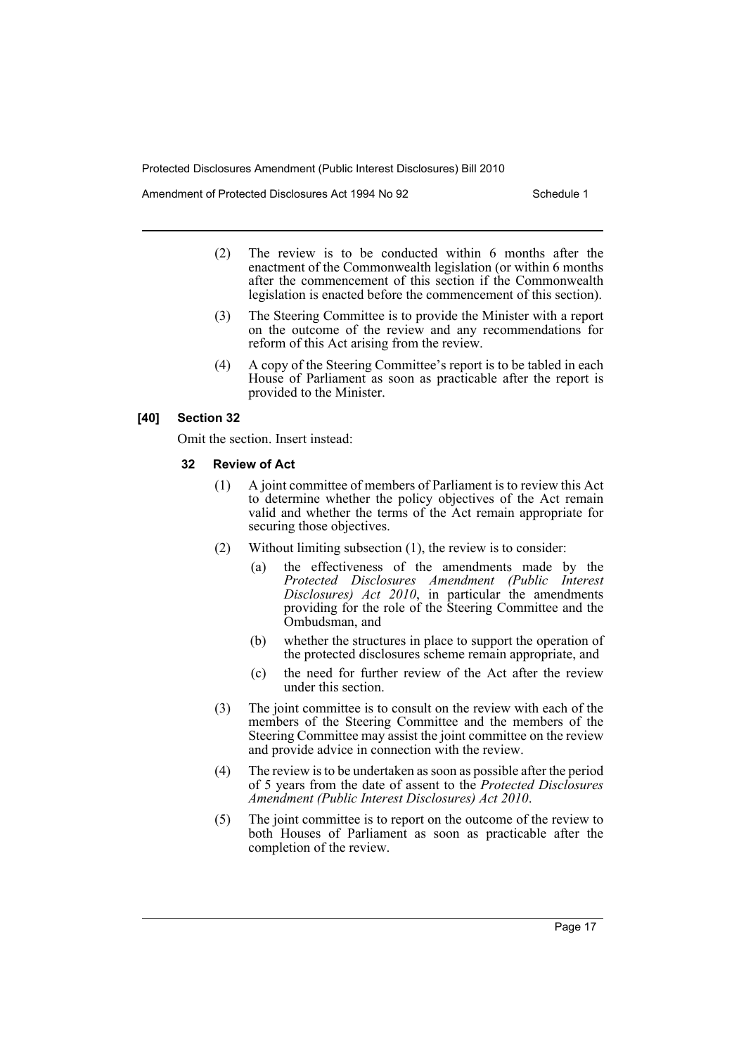(2) The review is to be conducted within 6 months after the enactment of the Commonwealth legislation (or within 6 months after the commencement of this section if the Commonwealth legislation is enacted before the commencement of this section).

(3) The Steering Committee is to provide the Minister with a report on the outcome of the review and any recommendations for reform of this Act arising from the review.

(4) A copy of the Steering Committee's report is to be tabled in each House of Parliament as soon as practicable after the report is provided to the Minister.

### [40] Section 32

Omit the section. Insert instead:

#### 32 Review of Act

(1) A joint committee of members of Parliament is to review this Act to determine whether the policy objectives of the Act remain valid and whether the terms of the Act remain appropriate for securing those objectives.

(2) Without limiting subsection (1), the review is to consider:

(a) the effectiveness of the amendments made by the *Protected Disclosures Amendment (Public Interest Disclosures) Act 2010*, in particular the amendments providing for the role of the Steering Committee and the Ombudsman, and

(b) whether the structures in place to support the operation of the protected disclosures scheme remain appropriate, and

(c) the need for further review of the Act after the review under this section.

(3) The joint committee is to consult on the review with each of the members of the Steering Committee and the members of the Steering Committee may assist the joint committee on the review and provide advice in connection with the review.

(4) The review is to be undertaken as soon as possible after the period of 5 years from the date of assent to the *Protected Disclosures Amendment (Public Interest Disclosures) Act 2010*.

(5) The joint committee is to report on the outcome of the review to both Houses of Parliament as soon as practicable after the completion of the review.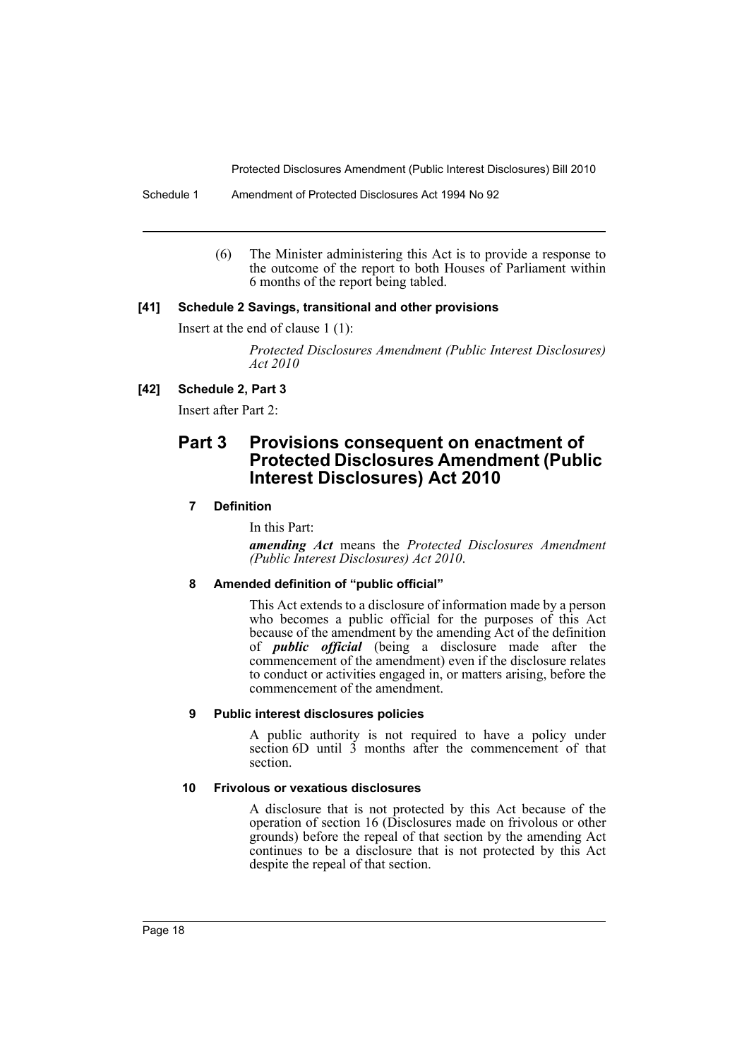(6) The Minister administering this Act is to provide a response to the outcome of the report to both Houses of Parliament within 6 months of the report being tabled.

#### [41] Schedule 2 Savings, transitional and other provisions

Insert at the end of clause 1 (1):

> *Protected Disclosures Amendment (Public Interest Disclosures) Act 2010*

#### [42] Schedule 2, Part 3

Insert after Part 2:

## Part 3 Provisions consequent on enactment of Protected Disclosures Amendment (Public Interest Disclosures) Act 2010

### 7 Definition

In this Part:

***amending Act*** means the *Protected Disclosures Amendment (Public Interest Disclosures) Act 2010*.

### 8 Amended definition of "public official"

This Act extends to a disclosure of information made by a person who becomes a public official for the purposes of this Act because of the amendment by the amending Act of the definition of ***public official*** (being a disclosure made after the commencement of the amendment) even if the disclosure relates to conduct or activities engaged in, or matters arising, before the commencement of the amendment.

### 9 Public interest disclosures policies

A public authority is not required to have a policy under section 6D until 3 months after the commencement of that section.

### 10 Frivolous or vexatious disclosures

A disclosure that is not protected by this Act because of the operation of section 16 (Disclosures made on frivolous or other grounds) before the repeal of that section by the amending Act continues to be a disclosure that is not protected by this Act despite the repeal of that section.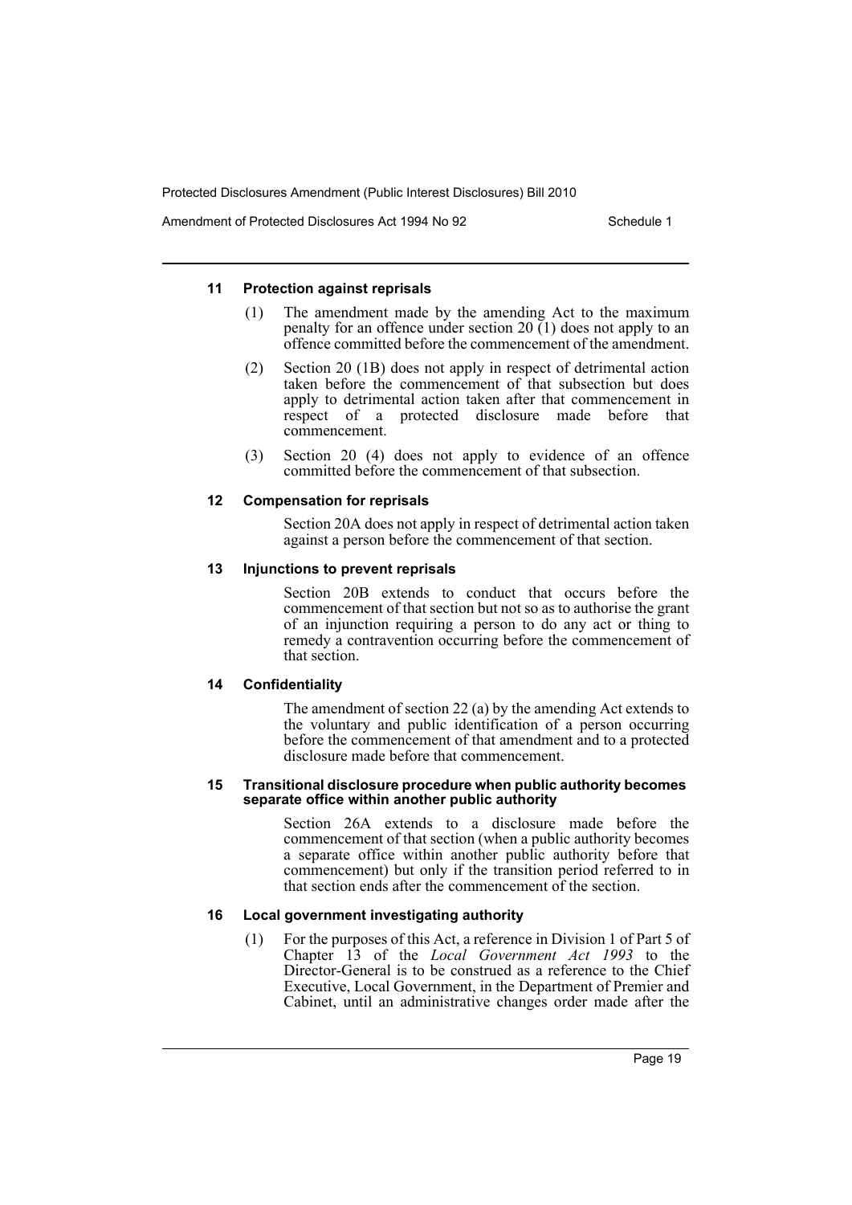#### 11 Protection against reprisals

(1) The amendment made by the amending Act to the maximum penalty for an offence under section 20 (1) does not apply to an offence committed before the commencement of the amendment.

(2) Section 20 (1B) does not apply in respect of detrimental action taken before the commencement of that subsection but does apply to detrimental action taken after that commencement in respect of a protected disclosure made before that commencement.

(3) Section 20 (4) does not apply to evidence of an offence committed before the commencement of that subsection.

#### 12 Compensation for reprisals

Section 20A does not apply in respect of detrimental action taken against a person before the commencement of that section.

#### 13 Injunctions to prevent reprisals

Section 20B extends to conduct that occurs before the commencement of that section but not so as to authorise the grant of an injunction requiring a person to do any act or thing to remedy a contravention occurring before the commencement of that section.

#### 14 Confidentiality

The amendment of section 22 (a) by the amending Act extends to the voluntary and public identification of a person occurring before the commencement of that amendment and to a protected disclosure made before that commencement.

#### 15 Transitional disclosure procedure when public authority becomes separate office within another public authority

Section 26A extends to a disclosure made before the commencement of that section (when a public authority becomes a separate office within another public authority before that commencement) but only if the transition period referred to in that section ends after the commencement of the section.

#### 16 Local government investigating authority

(1) For the purposes of this Act, a reference in Division 1 of Part 5 of Chapter 13 of the *Local Government Act 1993* to the Director-General is to be construed as a reference to the Chief Executive, Local Government, in the Department of Premier and Cabinet, until an administrative changes order made after the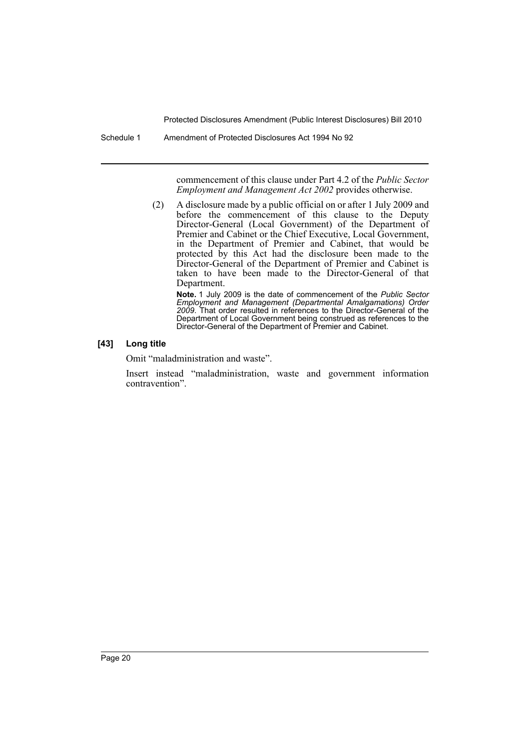commencement of this clause under Part 4.2 of the *Public Sector Employment and Management Act 2002* provides otherwise.

(2) A disclosure made by a public official on or after 1 July 2009 and before the commencement of this clause to the Deputy Director-General (Local Government) of the Department of Premier and Cabinet or the Chief Executive, Local Government, in the Department of Premier and Cabinet, that would be protected by this Act had the disclosure been made to the Director-General of the Department of Premier and Cabinet is taken to have been made to the Director-General of that Department.

**Note.** 1 July 2009 is the date of commencement of the *Public Sector Employment and Management (Departmental Amalgamations) Order 2009*. That order resulted in references to the Director-General of the Department of Local Government being construed as references to the Director-General of the Department of Premier and Cabinet.

**[43] Long title**

Omit "maladministration and waste".

Insert instead "maladministration, waste and government information contravention".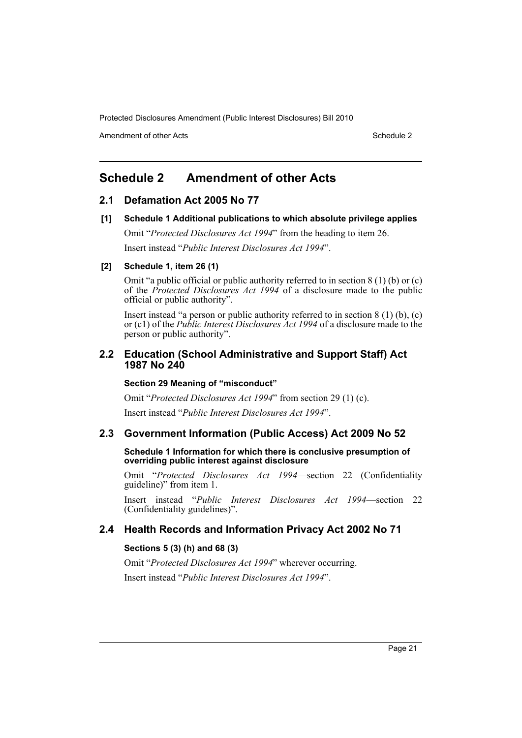# Schedule 2 Amendment of other Acts

## 2.1 Defamation Act 2005 No 77

### [1] Schedule 1 Additional publications to which absolute privilege applies

Omit "*Protected Disclosures Act 1994*" from the heading to item 26.

Insert instead "*Public Interest Disclosures Act 1994*".

### [2] Schedule 1, item 26 (1)

Omit "a public official or public authority referred to in section 8 (1) (b) or (c) of the *Protected Disclosures Act 1994* of a disclosure made to the public official or public authority".

Insert instead "a person or public authority referred to in section 8 (1) (b), (c) or (c1) of the *Public Interest Disclosures Act 1994* of a disclosure made to the person or public authority".

## 2.2 Education (School Administrative and Support Staff) Act 1987 No 240

**Section 29 Meaning of "misconduct"**

Omit "*Protected Disclosures Act 1994*" from section 29 (1) (c).

Insert instead "*Public Interest Disclosures Act 1994*".

## 2.3 Government Information (Public Access) Act 2009 No 52

**Schedule 1 Information for which there is conclusive presumption of overriding public interest against disclosure**

Omit "*Protected Disclosures Act 1994*—section 22 (Confidentiality guideline)" from item 1.

Insert instead "*Public Interest Disclosures Act 1994*—section 22 (Confidentiality guidelines)".

## 2.4 Health Records and Information Privacy Act 2002 No 71

**Sections 5 (3) (h) and 68 (3)**

Omit "*Protected Disclosures Act 1994*" wherever occurring.

Insert instead "*Public Interest Disclosures Act 1994*".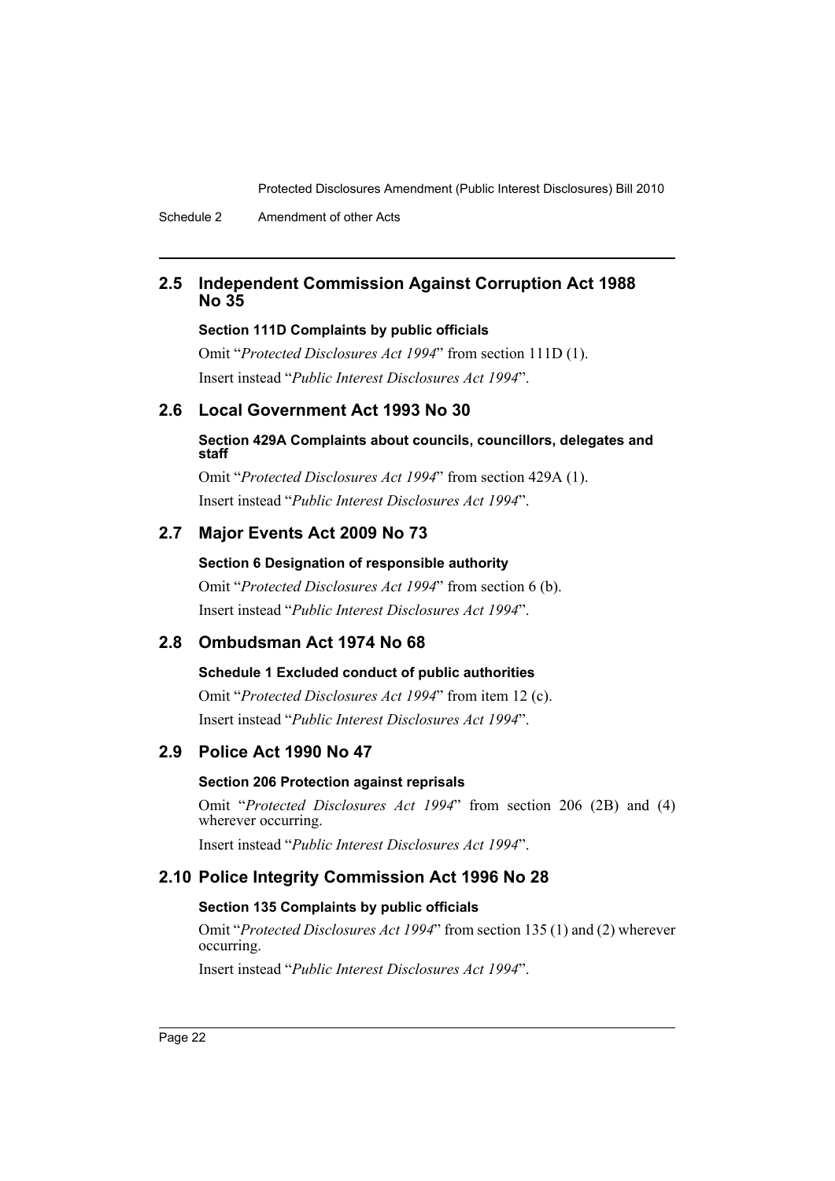## 2.5 Independent Commission Against Corruption Act 1988 No 35

### Section 111D Complaints by public officials

Omit "*Protected Disclosures Act 1994*" from section 111D (1).

Insert instead "*Public Interest Disclosures Act 1994*".

## 2.6 Local Government Act 1993 No 30

### Section 429A Complaints about councils, councillors, delegates and staff

Omit "*Protected Disclosures Act 1994*" from section 429A (1).

Insert instead "*Public Interest Disclosures Act 1994*".

## 2.7 Major Events Act 2009 No 73

### Section 6 Designation of responsible authority

Omit "*Protected Disclosures Act 1994*" from section 6 (b).

Insert instead "*Public Interest Disclosures Act 1994*".

## 2.8 Ombudsman Act 1974 No 68

### Schedule 1 Excluded conduct of public authorities

Omit "*Protected Disclosures Act 1994*" from item 12 (c).

Insert instead "*Public Interest Disclosures Act 1994*".

## 2.9 Police Act 1990 No 47

### Section 206 Protection against reprisals

Omit "*Protected Disclosures Act 1994*" from section 206 (2B) and (4) wherever occurring.

Insert instead "*Public Interest Disclosures Act 1994*".

## 2.10 Police Integrity Commission Act 1996 No 28

### Section 135 Complaints by public officials

Omit "*Protected Disclosures Act 1994*" from section 135 (1) and (2) wherever occurring.

Insert instead "*Public Interest Disclosures Act 1994*".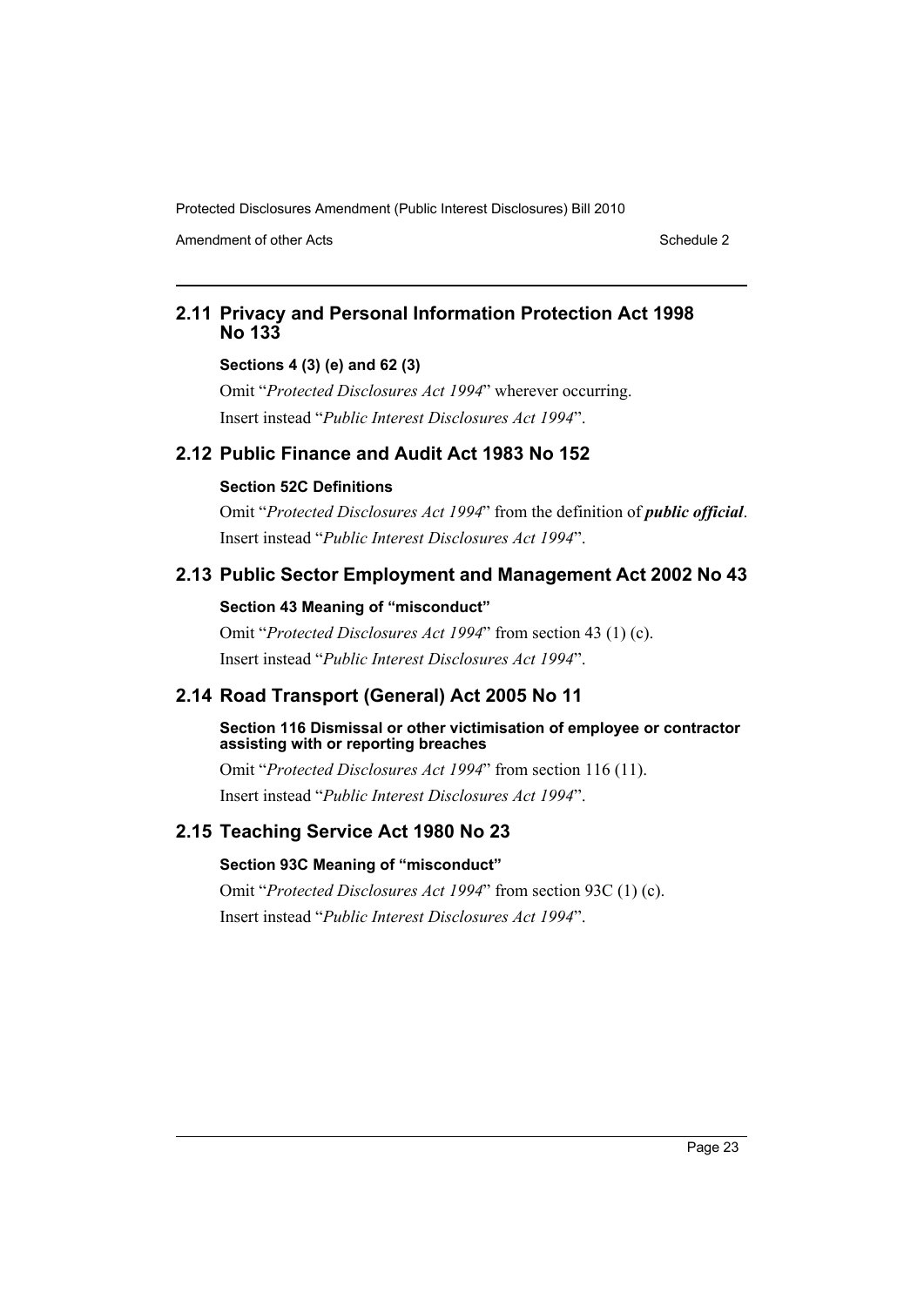## 2.11 Privacy and Personal Information Protection Act 1998 No 133

### Sections 4 (3) (e) and 62 (3)

Omit "*Protected Disclosures Act 1994*" wherever occurring.

Insert instead "*Public Interest Disclosures Act 1994*".

## 2.12 Public Finance and Audit Act 1983 No 152

### Section 52C Definitions

Omit "*Protected Disclosures Act 1994*" from the definition of ***public official***.

Insert instead "*Public Interest Disclosures Act 1994*".

## 2.13 Public Sector Employment and Management Act 2002 No 43

### Section 43 Meaning of "misconduct"

Omit "*Protected Disclosures Act 1994*" from section 43 (1) (c).

Insert instead "*Public Interest Disclosures Act 1994*".

## 2.14 Road Transport (General) Act 2005 No 11

### Section 116 Dismissal or other victimisation of employee or contractor assisting with or reporting breaches

Omit "*Protected Disclosures Act 1994*" from section 116 (11).

Insert instead "*Public Interest Disclosures Act 1994*".

## 2.15 Teaching Service Act 1980 No 23

### Section 93C Meaning of "misconduct"

Omit "*Protected Disclosures Act 1994*" from section 93C (1) (c).

Insert instead "*Public Interest Disclosures Act 1994*".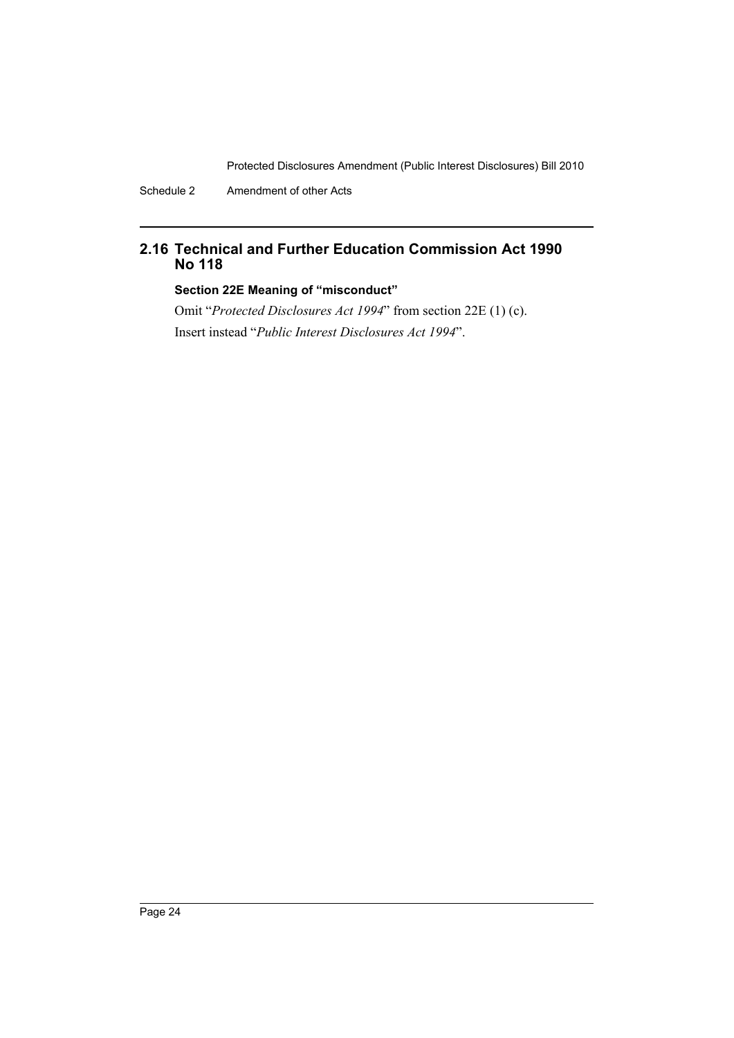## 2.16 Technical and Further Education Commission Act 1990 No 118

### Section 22E Meaning of "misconduct"

Omit "*Protected Disclosures Act 1994*" from section 22E (1) (c).

Insert instead "*Public Interest Disclosures Act 1994*".